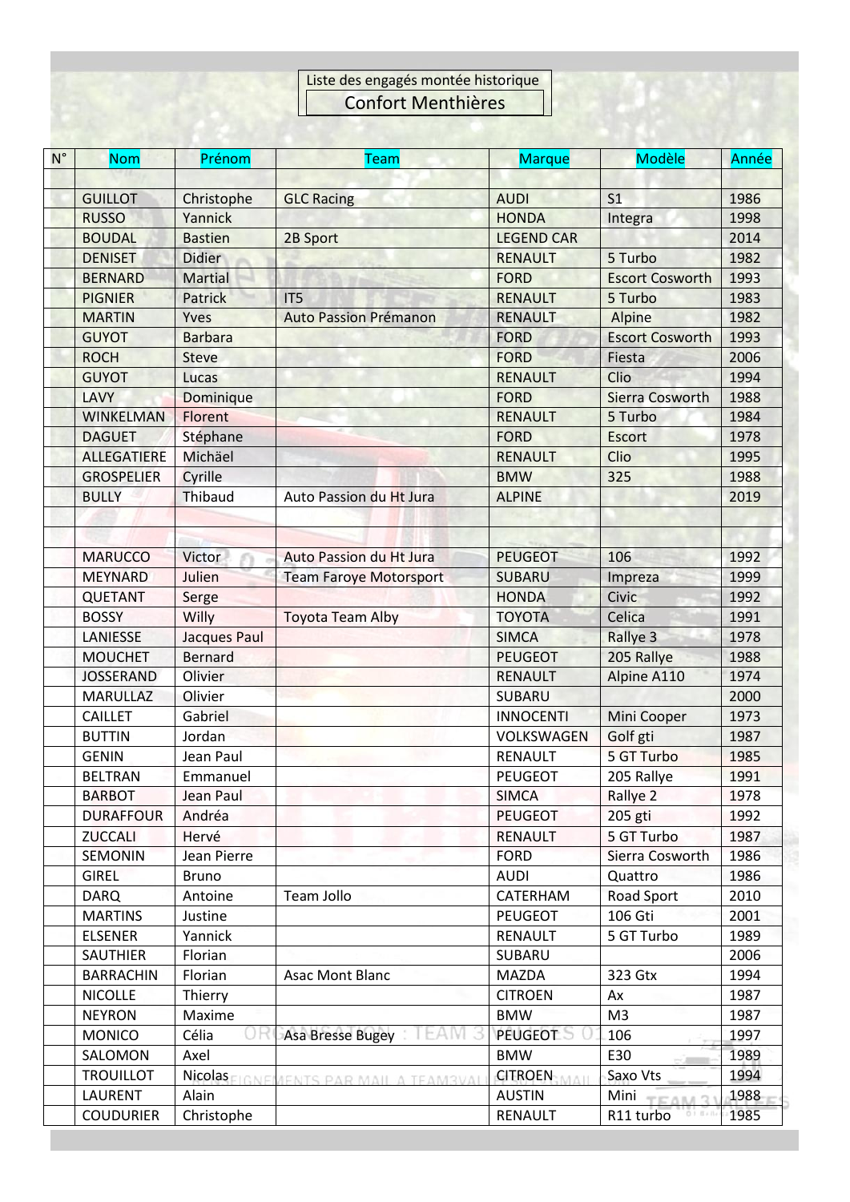Liste des engagés montée historique

Confort Menthières

| N° | Nom | Prénom | Team | Marque | Modèle | Année |
|---|---|---|---|---|---|---|
| | | | | | | |
| | GUILLOT | Christophe | GLC Racing | AUDI | S1 | 1986 |
| | RUSSO | Yannick | | HONDA | Integra | 1998 |
| | BOUDAL | Bastien | 2B Sport | LEGEND CAR | | 2014 |
| | DENISET | Didier | | RENAULT | 5 Turbo | 1982 |
| | BERNARD | Martial | | FORD | Escort Cosworth | 1993 |
| | PIGNIER | Patrick | IT5 | RENAULT | 5 Turbo | 1983 |
| | MARTIN | Yves | Auto Passion Prémanon | RENAULT | Alpine | 1982 |
| | GUYOT | Barbara | | FORD | Escort Cosworth | 1993 |
| | ROCH | Steve | | FORD | Fiesta | 2006 |
| | GUYOT | Lucas | | RENAULT | Clio | 1994 |
| | LAVY | Dominique | | FORD | Sierra Cosworth | 1988 |
| | WINKELMAN | Florent | | RENAULT | 5 Turbo | 1984 |
| | DAGUET | Stéphane | | FORD | Escort | 1978 |
| | ALLEGATIERE | Michäel | | RENAULT | Clio | 1995 |
| | GROSPELIER | Cyrille | | BMW | 325 | 1988 |
| | BULLY | Thibaud | Auto Passion du Ht Jura | ALPINE | | 2019 |
| | | | | | | |
| | | | | | | |
| | MARUCCO | Victor | Auto Passion du Ht Jura | PEUGEOT | 106 | 1992 |
| | MEYNARD | Julien | Team Faroye Motorsport | SUBARU | Impreza | 1999 |
| | QUETANT | Serge | | HONDA | Civic | 1992 |
| | BOSSY | Willy | Toyota Team Alby | TOYOTA | Celica | 1991 |
| | LANIESSE | Jacques Paul | | SIMCA | Rallye 3 | 1978 |
| | MOUCHET | Bernard | | PEUGEOT | 205 Rallye | 1988 |
| | JOSSERAND | Olivier | | RENAULT | Alpine A110 | 1974 |
| | MARULLAZ | Olivier | | SUBARU | | 2000 |
| | CAILLET | Gabriel | | INNOCENTI | Mini Cooper | 1973 |
| | BUTTIN | Jordan | | VOLKSWAGEN | Golf gti | 1987 |
| | GENIN | Jean Paul | | RENAULT | 5 GT Turbo | 1985 |
| | BELTRAN | Emmanuel | | PEUGEOT | 205 Rallye | 1991 |
| | BARBOT | Jean Paul | | SIMCA | Rallye 2 | 1978 |
| | DURAFFOUR | Andréa | | PEUGEOT | 205 gti | 1992 |
| | ZUCCALI | Hervé | | RENAULT | 5 GT Turbo | 1987 |
| | SEMONIN | Jean Pierre | | FORD | Sierra Cosworth | 1986 |
| | GIREL | Bruno | | AUDI | Quattro | 1986 |
| | DARQ | Antoine | Team Jollo | CATERHAM | Road Sport | 2010 |
| | MARTINS | Justine | | PEUGEOT | 106 Gti | 2001 |
| | ELSENER | Yannick | | RENAULT | 5 GT Turbo | 1989 |
| | SAUTHIER | Florian | | SUBARU | | 2006 |
| | BARRACHIN | Florian | Asac Mont Blanc | MAZDA | 323 Gtx | 1994 |
| | NICOLLE | Thierry | | CITROEN | Ax | 1987 |
| | NEYRON | Maxime | | BMW | M3 | 1987 |
| | MONICO | Célia | Asa Bresse Bugey | PEUGEOT | 106 | 1997 |
| | SALOMON | Axel | | BMW | E30 | 1989 |
| | TROUILLOT | Nicolas | | CITROEN | Saxo Vts | 1994 |
| | LAURENT | Alain | | AUSTIN | Mini | 1988 |
| | COUDURIER | Christophe | | RENAULT | R11 turbo | 1985 |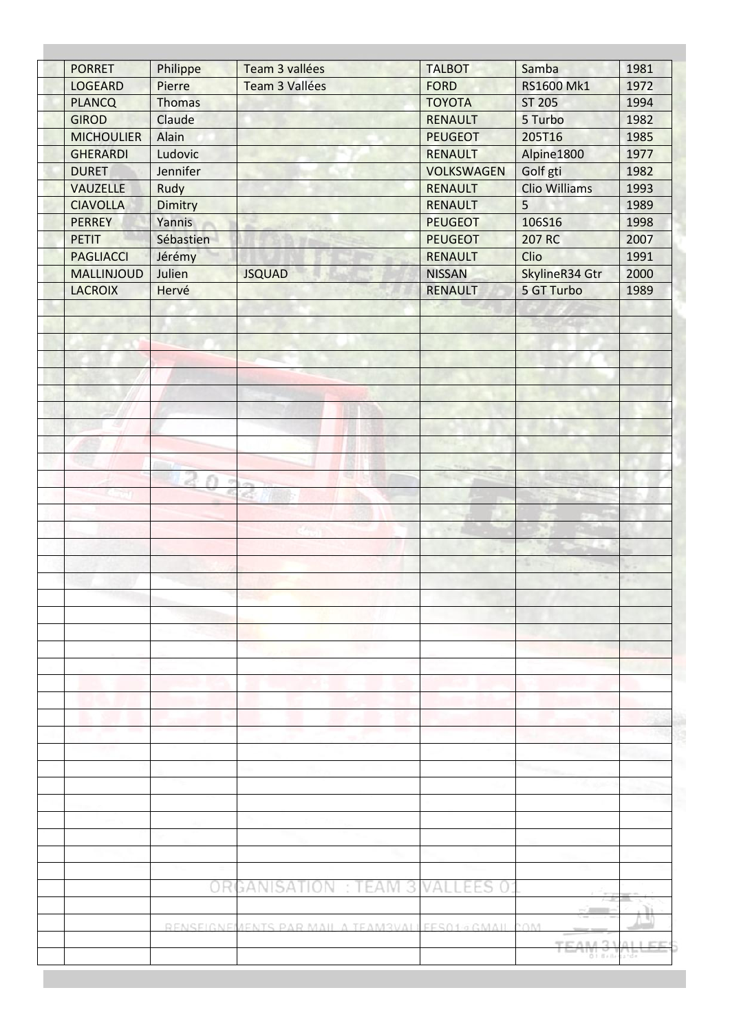| | | | | | | |
|---|---|---|---|---|---|---|
| | PORRET | Philippe | Team 3 vallées | TALBOT | Samba | 1981 |
| | LOGEARD | Pierre | Team 3 Vallées | FORD | RS1600 Mk1 | 1972 |
| | PLANCQ | Thomas | | TOYOTA | ST 205 | 1994 |
| | GIROD | Claude | | RENAULT | 5 Turbo | 1982 |
| | MICHOULIER | Alain | | PEUGEOT | 205T16 | 1985 |
| | GHERARDI | Ludovic | | RENAULT | Alpine1800 | 1977 |
| | DURET | Jennifer | | VOLKSWAGEN | Golf gti | 1982 |
| | VAUZELLE | Rudy | | RENAULT | Clio Williams | 1993 |
| | CIAVOLLA | Dimitry | | RENAULT | 5 | 1989 |
| | PERREY | Yannis | | PEUGEOT | 106S16 | 1998 |
| | PETIT | Sébastien | | PEUGEOT | 207 RC | 2007 |
| | PAGLIACCI | Jérémy | | RENAULT | Clio | 1991 |
| | MALLINJOUD | Julien | JSQUAD | NISSAN | SkylineR34 Gtr | 2000 |
| | LACROIX | Hervé | | RENAULT | 5 GT Turbo | 1989 |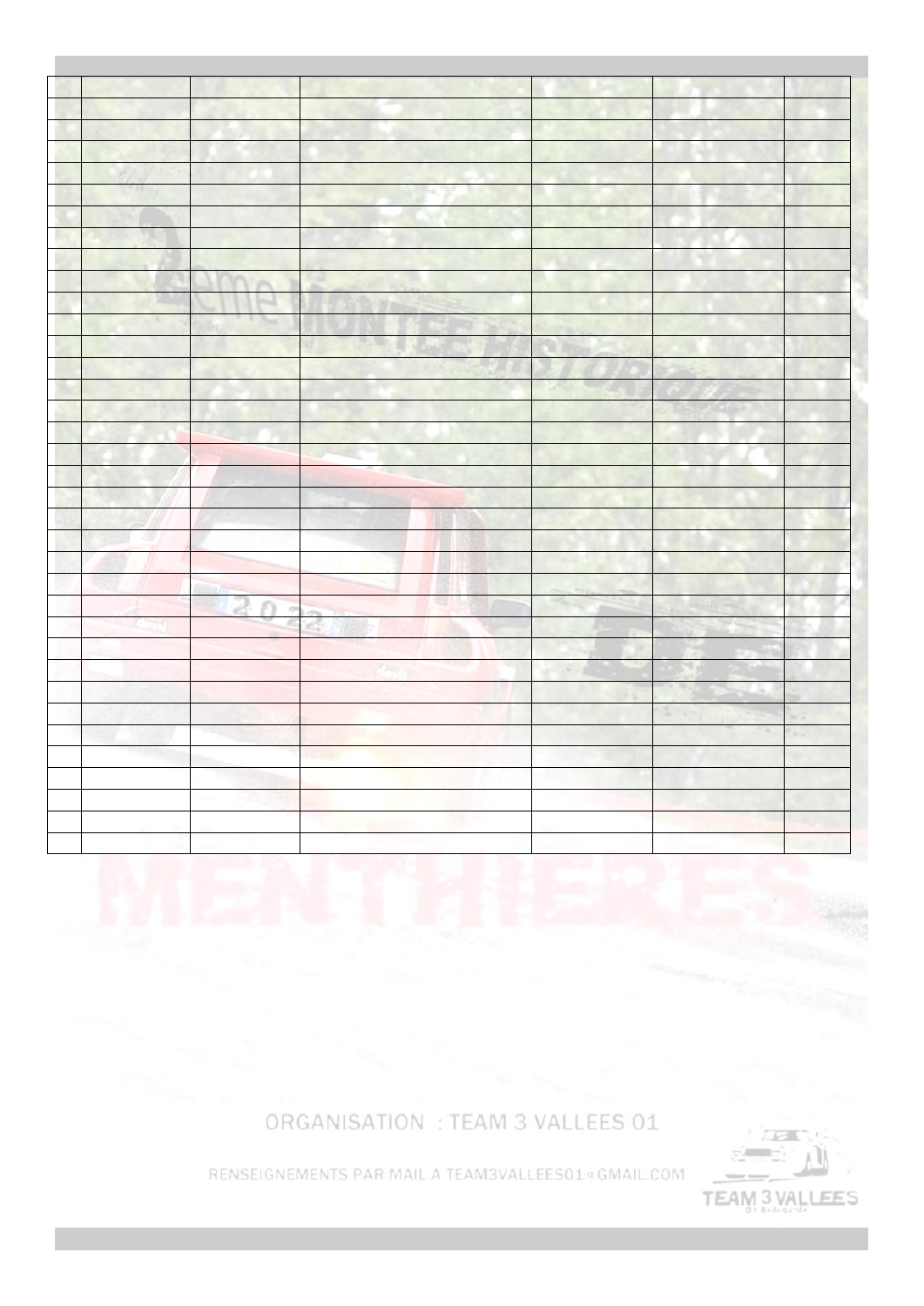| | | | | | | |
|---|---|---|---|---|---|---|
| | | | | | | |
| | | | | | | |
| | | | | | | |
| | | | | | | |
| | | | | | | |
| | | | | | | |
| | | | | | | |
| | | | | | | |
| | | | | | | |
| | | | | | | |
| | | | | | | |
| | | | | | | |
| | | | | | | |
| | | | | | | |
| | | | | | | |
| | | | | | | |
| | | | | | | |
| | | | | | | |
| | | | | | | |
| | | | | | | |
| | | | | | | |
| | | | | | | |
| | | | | | | |
| | | | | | | |
| | | | | | | |
| | | | | | | |
| | | | | | | |
| | | | | | | |
| | | | | | | |
| | | | | | | |
| | | | | | | |
| | | | | | | |
| | | | | | | |
| | | | | | | |
| | | | | | | |

ORGANISATION : TEAM 3 VALLEES 01

RENSEIGNEMENTS PAR MAIL A TEAM3VALLEES01@GMAIL.COM

TEAM 3 VALLEES